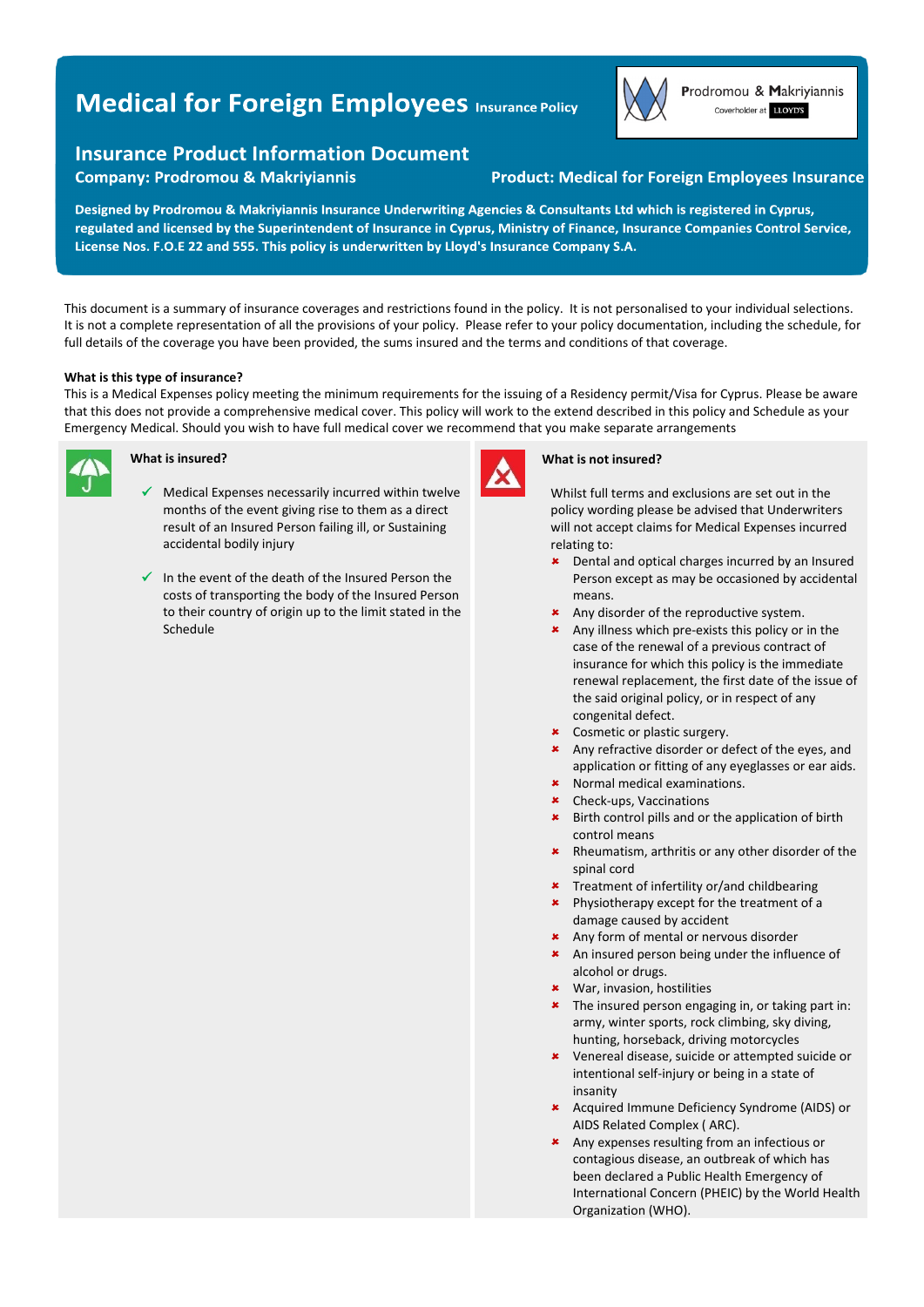# Medical for Foreign Employees Insurance Policy

Prodromou & Makriyiannis
Coverholder at LLOYD'S

## Insurance Product Information Document

**Company: Prodromou & Makriyiannis** **Product: Medical for Foreign Employees Insurance**

**Designed by Prodromou & Makriyiannis Insurance Underwriting Agencies & Consultants Ltd which is registered in Cyprus, regulated and licensed by the Superintendent of Insurance in Cyprus, Ministry of Finance, Insurance Companies Control Service, License Nos. F.O.E 22 and 555. This policy is underwritten by Lloyd's Insurance Company S.A.**

This document is a summary of insurance coverages and restrictions found in the policy. It is not personalised to your individual selections. It is not a complete representation of all the provisions of your policy. Please refer to your policy documentation, including the schedule, for full details of the coverage you have been provided, the sums insured and the terms and conditions of that coverage.

**What is this type of insurance?**

This is a Medical Expenses policy meeting the minimum requirements for the issuing of a Residency permit/Visa for Cyprus. Please be aware that this does not provide a comprehensive medical cover. This policy will work to the extend described in this policy and Schedule as your Emergency Medical. Should you wish to have full medical cover we recommend that you make separate arrangements

### What is insured?

- ✓ Medical Expenses necessarily incurred within twelve months of the event giving rise to them as a direct result of an Insured Person failing ill, or Sustaining accidental bodily injury
- ✓ In the event of the death of the Insured Person the costs of transporting the body of the Insured Person to their country of origin up to the limit stated in the Schedule

### What is not insured?

Whilst full terms and exclusions are set out in the policy wording please be advised that Underwriters will not accept claims for Medical Expenses incurred relating to:

- ✗ Dental and optical charges incurred by an Insured Person except as may be occasioned by accidental means.
- ✗ Any disorder of the reproductive system.
- ✗ Any illness which pre-exists this policy or in the case of the renewal of a previous contract of insurance for which this policy is the immediate renewal replacement, the first date of the issue of the said original policy, or in respect of any congenital defect.
- ✗ Cosmetic or plastic surgery.
- ✗ Any refractive disorder or defect of the eyes, and application or fitting of any eyeglasses or ear aids.
- ✗ Normal medical examinations.
- ✗ Check-ups, Vaccinations
- ✗ Birth control pills and or the application of birth control means
- ✗ Rheumatism, arthritis or any other disorder of the spinal cord
- ✗ Treatment of infertility or/and childbearing
- ✗ Physiotherapy except for the treatment of a damage caused by accident
- ✗ Any form of mental or nervous disorder
- ✗ An insured person being under the influence of alcohol or drugs.
- ✗ War, invasion, hostilities
- ✗ The insured person engaging in, or taking part in: army, winter sports, rock climbing, sky diving, hunting, horseback, driving motorcycles
- ✗ Venereal disease, suicide or attempted suicide or intentional self-injury or being in a state of insanity
- ✗ Acquired Immune Deficiency Syndrome (AIDS) or AIDS Related Complex ( ARC).
- ✗ Any expenses resulting from an infectious or contagious disease, an outbreak of which has been declared a Public Health Emergency of International Concern (PHEIC) by the World Health Organization (WHO).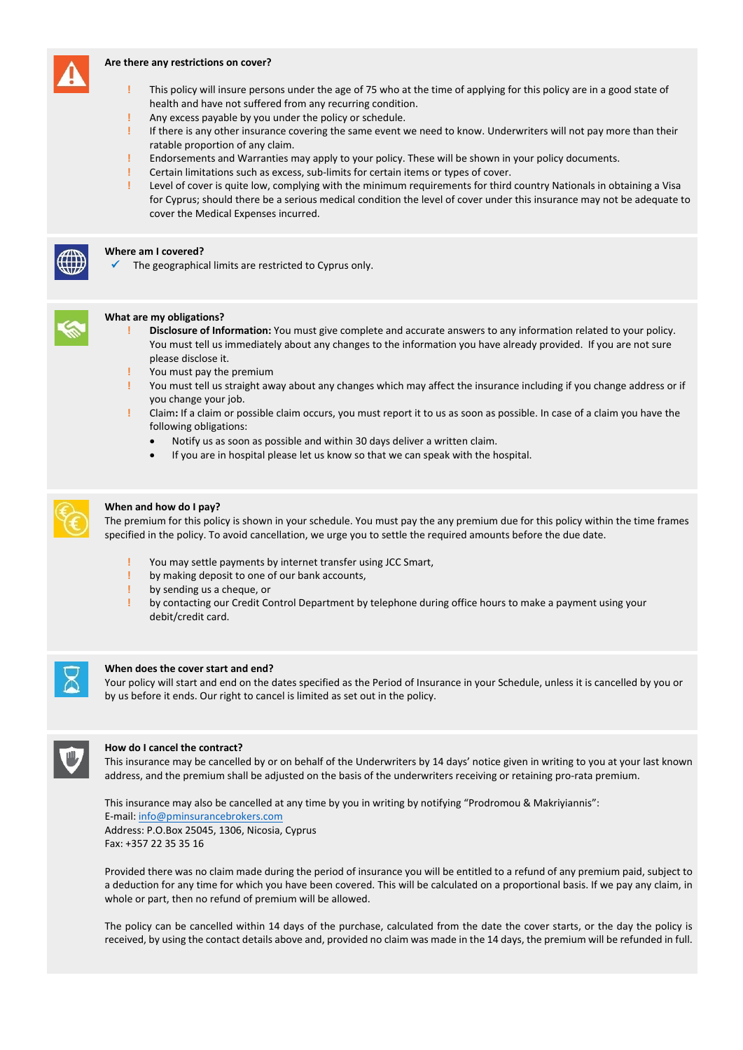## Are there any restrictions on cover?

- ! This policy will insure persons under the age of 75 who at the time of applying for this policy are in a good state of health and have not suffered from any recurring condition.
- ! Any excess payable by you under the policy or schedule.
- ! If there is any other insurance covering the same event we need to know. Underwriters will not pay more than their ratable proportion of any claim.
- ! Endorsements and Warranties may apply to your policy. These will be shown in your policy documents.
- ! Certain limitations such as excess, sub-limits for certain items or types of cover.
- ! Level of cover is quite low, complying with the minimum requirements for third country Nationals in obtaining a Visa for Cyprus; should there be a serious medical condition the level of cover under this insurance may not be adequate to cover the Medical Expenses incurred.

## Where am I covered?

- ✓ The geographical limits are restricted to Cyprus only.

## What are my obligations?

- ! **Disclosure of Information:** You must give complete and accurate answers to any information related to your policy. You must tell us immediately about any changes to the information you have already provided. If you are not sure please disclose it.
- ! You must pay the premium
- ! You must tell us straight away about any changes which may affect the insurance including if you change address or if you change your job.
- ! Claim**:** If a claim or possible claim occurs, you must report it to us as soon as possible. In case of a claim you have the following obligations:
  - Notify us as soon as possible and within 30 days deliver a written claim.
  - If you are in hospital please let us know so that we can speak with the hospital.

## When and how do I pay?

The premium for this policy is shown in your schedule. You must pay the any premium due for this policy within the time frames specified in the policy. To avoid cancellation, we urge you to settle the required amounts before the due date.

- ! You may settle payments by internet transfer using JCC Smart,
- ! by making deposit to one of our bank accounts,
- ! by sending us a cheque, or
- ! by contacting our Credit Control Department by telephone during office hours to make a payment using your debit/credit card.

## When does the cover start and end?

Your policy will start and end on the dates specified as the Period of Insurance in your Schedule, unless it is cancelled by you or by us before it ends. Our right to cancel is limited as set out in the policy.

## How do I cancel the contract?

This insurance may be cancelled by or on behalf of the Underwriters by 14 days' notice given in writing to you at your last known address, and the premium shall be adjusted on the basis of the underwriters receiving or retaining pro-rata premium.

This insurance may also be cancelled at any time by you in writing by notifying "Prodromou & Makriyiannis":
E-mail: info@pminsurancebrokers.com
Address: P.O.Box 25045, 1306, Nicosia, Cyprus
Fax: +357 22 35 35 16

Provided there was no claim made during the period of insurance you will be entitled to a refund of any premium paid, subject to a deduction for any time for which you have been covered. This will be calculated on a proportional basis. If we pay any claim, in whole or part, then no refund of premium will be allowed.

The policy can be cancelled within 14 days of the purchase, calculated from the date the cover starts, or the day the policy is received, by using the contact details above and, provided no claim was made in the 14 days, the premium will be refunded in full.